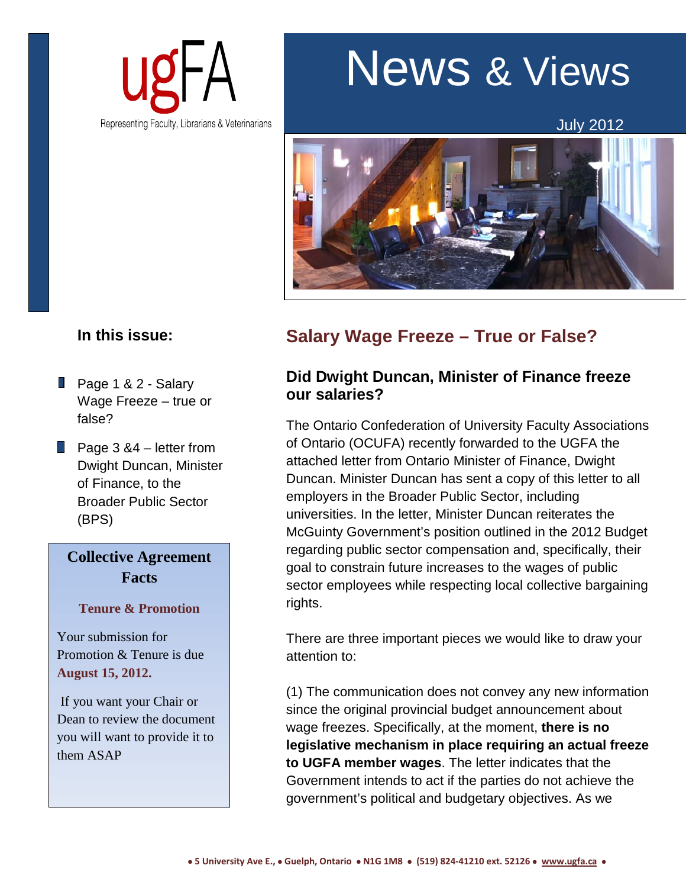ugFA

Representing Faculty, Librarians & Veterinarians

# News & Views

July 2012

### In this issue:

- Page 1 & 2 - Salary Wage Freeze – true or false?
- Page 3 &4 – letter from Dwight Duncan, Minister of Finance, to the Broader Public Sector (BPS)

**Collective Agreement Facts**

**Tenure & Promotion**

Your submission for Promotion & Tenure is due **August 15, 2012.**

If you want your Chair or Dean to review the document you will want to provide it to them ASAP

## Salary Wage Freeze – True or False?

### Did Dwight Duncan, Minister of Finance freeze our salaries?

The Ontario Confederation of University Faculty Associations of Ontario (OCUFA) recently forwarded to the UGFA the attached letter from Ontario Minister of Finance, Dwight Duncan. Minister Duncan has sent a copy of this letter to all employers in the Broader Public Sector, including universities. In the letter, Minister Duncan reiterates the McGuinty Government's position outlined in the 2012 Budget regarding public sector compensation and, specifically, their goal to constrain future increases to the wages of public sector employees while respecting local collective bargaining rights.

There are three important pieces we would like to draw your attention to:

(1) The communication does not convey any new information since the original provincial budget announcement about wage freezes. Specifically, at the moment, **there is no legislative mechanism in place requiring an actual freeze to UGFA member wages**. The letter indicates that the Government intends to act if the parties do not achieve the government's political and budgetary objectives. As we

● 5 University Ave E., ● Guelph, Ontario ● N1G 1M8 ● (519) 824-41210 ext. 52126 ● www.ugfa.ca ●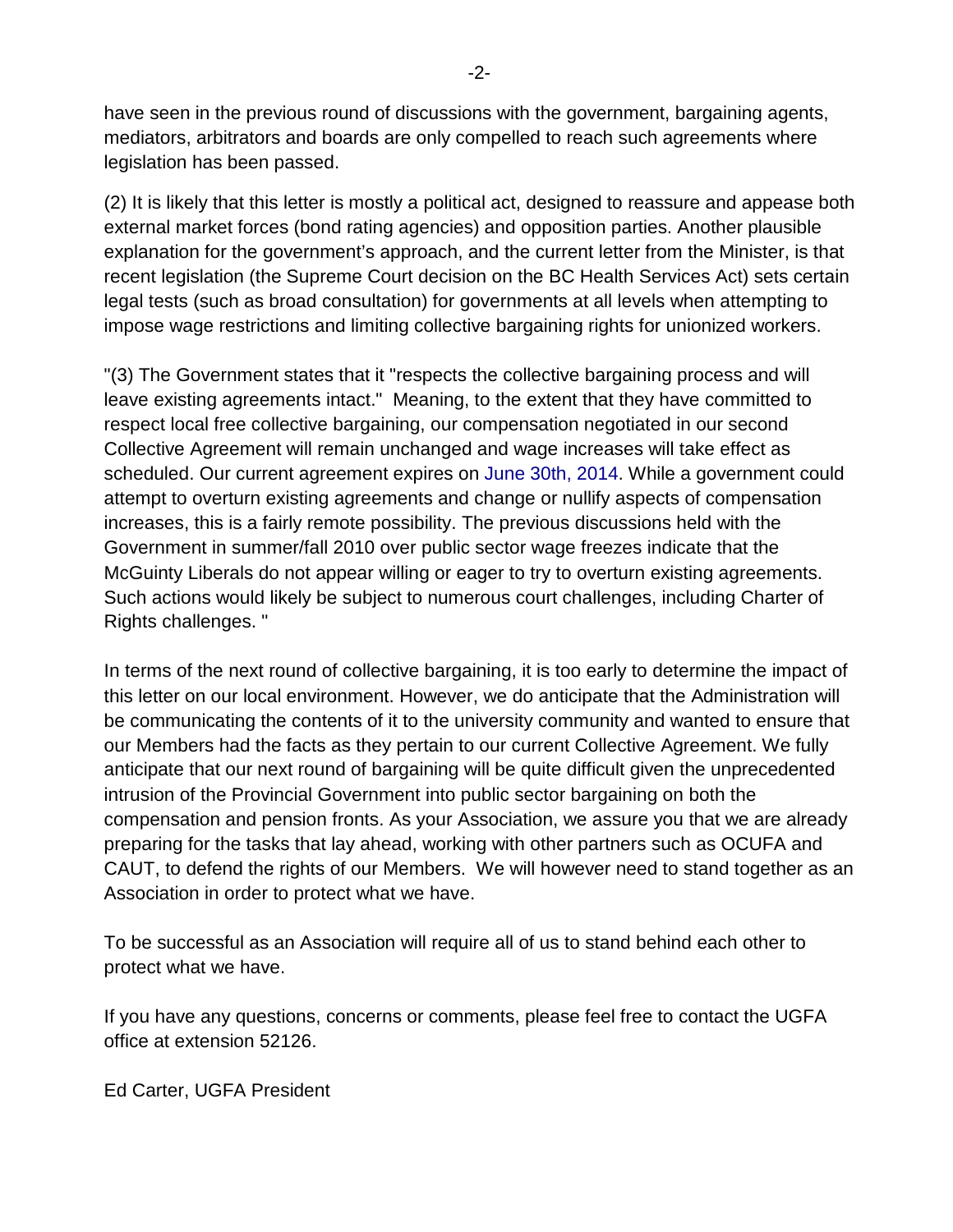have seen in the previous round of discussions with the government, bargaining agents, mediators, arbitrators and boards are only compelled to reach such agreements where legislation has been passed.

(2) It is likely that this letter is mostly a political act, designed to reassure and appease both external market forces (bond rating agencies) and opposition parties. Another plausible explanation for the government's approach, and the current letter from the Minister, is that recent legislation (the Supreme Court decision on the BC Health Services Act) sets certain legal tests (such as broad consultation) for governments at all levels when attempting to impose wage restrictions and limiting collective bargaining rights for unionized workers.

"(3) The Government states that it "respects the collective bargaining process and will leave existing agreements intact." Meaning, to the extent that they have committed to respect local free collective bargaining, our compensation negotiated in our second Collective Agreement will remain unchanged and wage increases will take effect as scheduled. Our current agreement expires on June 30th, 2014. While a government could attempt to overturn existing agreements and change or nullify aspects of compensation increases, this is a fairly remote possibility. The previous discussions held with the Government in summer/fall 2010 over public sector wage freezes indicate that the McGuinty Liberals do not appear willing or eager to try to overturn existing agreements. Such actions would likely be subject to numerous court challenges, including Charter of Rights challenges. "

In terms of the next round of collective bargaining, it is too early to determine the impact of this letter on our local environment. However, we do anticipate that the Administration will be communicating the contents of it to the university community and wanted to ensure that our Members had the facts as they pertain to our current Collective Agreement. We fully anticipate that our next round of bargaining will be quite difficult given the unprecedented intrusion of the Provincial Government into public sector bargaining on both the compensation and pension fronts. As your Association, we assure you that we are already preparing for the tasks that lay ahead, working with other partners such as OCUFA and CAUT, to defend the rights of our Members. We will however need to stand together as an Association in order to protect what we have.

To be successful as an Association will require all of us to stand behind each other to protect what we have.

If you have any questions, concerns or comments, please feel free to contact the UGFA office at extension 52126.

Ed Carter, UGFA President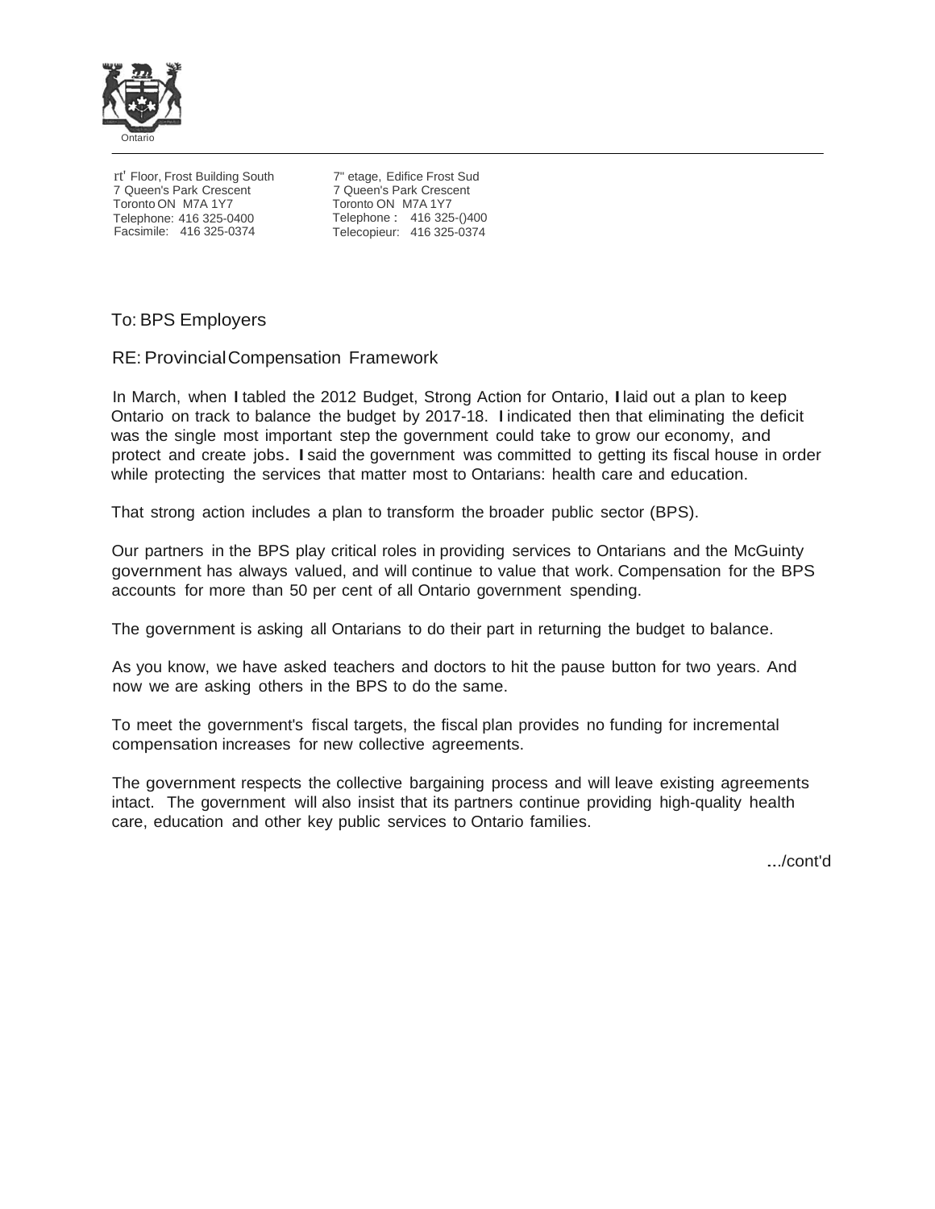Ontario

rt' Floor, Frost Building South
7 Queen's Park Crescent
Toronto ON M7A 1Y7
Telephone: 416 325-0400
Facsimile: 416 325-0374

7" etage, Edifice Frost Sud
7 Queen's Park Crescent
Toronto ON M7A 1Y7
Telephone : 416 325-()400
Telecopieur: 416 325-0374

To: BPS Employers

RE: Provincial Compensation Framework

In March, when I tabled the 2012 Budget, Strong Action for Ontario, I laid out a plan to keep Ontario on track to balance the budget by 2017-18. I indicated then that eliminating the deficit was the single most important step the government could take to grow our economy, and protect and create jobs. I said the government was committed to getting its fiscal house in order while protecting the services that matter most to Ontarians: health care and education.

That strong action includes a plan to transform the broader public sector (BPS).

Our partners in the BPS play critical roles in providing services to Ontarians and the McGuinty government has always valued, and will continue to value that work. Compensation for the BPS accounts for more than 50 per cent of all Ontario government spending.

The government is asking all Ontarians to do their part in returning the budget to balance.

As you know, we have asked teachers and doctors to hit the pause button for two years. And now we are asking others in the BPS to do the same.

To meet the government's fiscal targets, the fiscal plan provides no funding for incremental compensation increases for new collective agreements.

The government respects the collective bargaining process and will leave existing agreements intact. The government will also insist that its partners continue providing high-quality health care, education and other key public services to Ontario families.

.../cont'd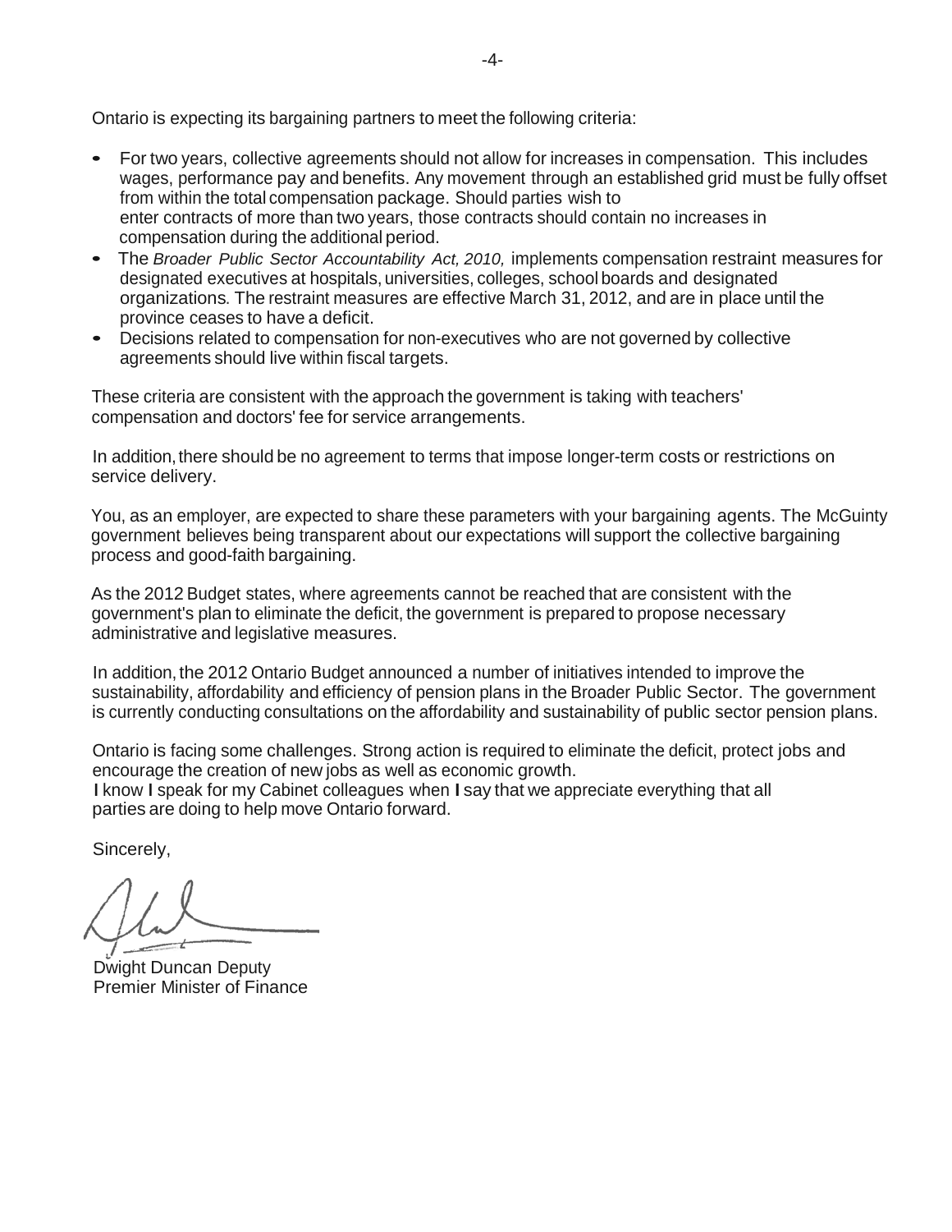Ontario is expecting its bargaining partners to meet the following criteria:

- For two years, collective agreements should not allow for increases in compensation. This includes wages, performance pay and benefits. Any movement through an established grid must be fully offset from within the total compensation package. Should parties wish to enter contracts of more than two years, those contracts should contain no increases in compensation during the additional period.
- The *Broader Public Sector Accountability Act, 2010,* implements compensation restraint measures for designated executives at hospitals, universities, colleges, school boards and designated organizations. The restraint measures are effective March 31, 2012, and are in place until the province ceases to have a deficit.
- Decisions related to compensation for non-executives who are not governed by collective agreements should live within fiscal targets.

These criteria are consistent with the approach the government is taking with teachers' compensation and doctors' fee for service arrangements.

In addition, there should be no agreement to terms that impose longer-term costs or restrictions on service delivery.

You, as an employer, are expected to share these parameters with your bargaining agents. The McGuinty government believes being transparent about our expectations will support the collective bargaining process and good-faith bargaining.

As the 2012 Budget states, where agreements cannot be reached that are consistent with the government's plan to eliminate the deficit, the government is prepared to propose necessary administrative and legislative measures.

In addition, the 2012 Ontario Budget announced a number of initiatives intended to improve the sustainability, affordability and efficiency of pension plans in the Broader Public Sector. The government is currently conducting consultations on the affordability and sustainability of public sector pension plans.

Ontario is facing some challenges. Strong action is required to eliminate the deficit, protect jobs and encourage the creation of new jobs as well as economic growth.
I know I speak for my Cabinet colleagues when I say that we appreciate everything that all parties are doing to help move Ontario forward.

Sincerely,

Dwight Duncan Deputy
Premier Minister of Finance